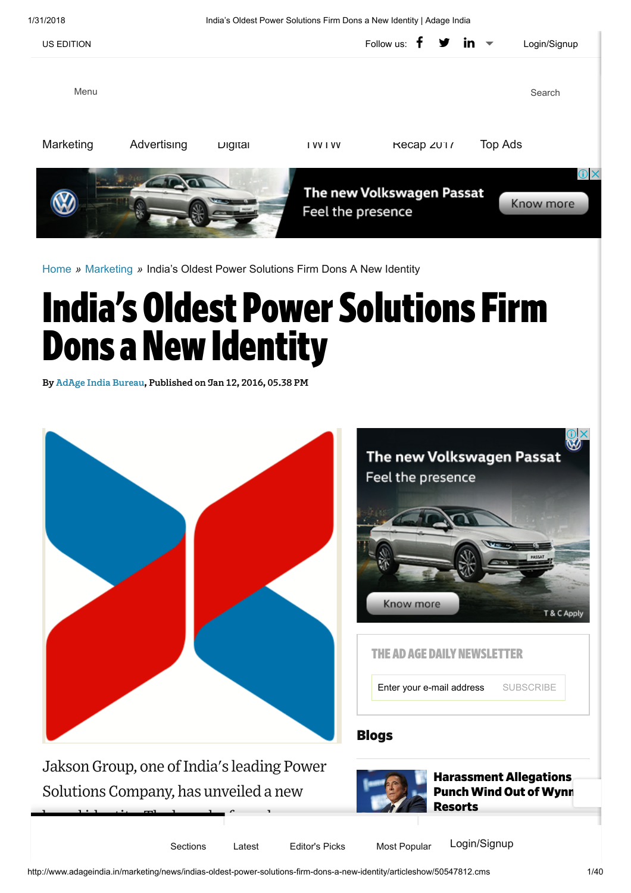US EDITION

Follow us:

Login/Signup

Menu

Search

Marketing Advertising Digital TWTW Recap 2017 Top Ads

Home » Marketing » India's Oldest Power Solutions Firm Dons A New Identity

# India's Oldest Power Solutions Firm Dons a New Identity

By AdAge India Bureau, Published on Jan 12, 2016, 05.38 PM

Jakson Group, one of India's leading Power Solutions Company, has unveiled a new

THE AD AGE DAILY NEWSLETTER

Enter your e-mail address SUBSCRIBE

## Blogs

**Harassment Allegations Punch Wind Out of Wynn Resorts**

Sections Latest Editor's Picks Most Popular Login/Signup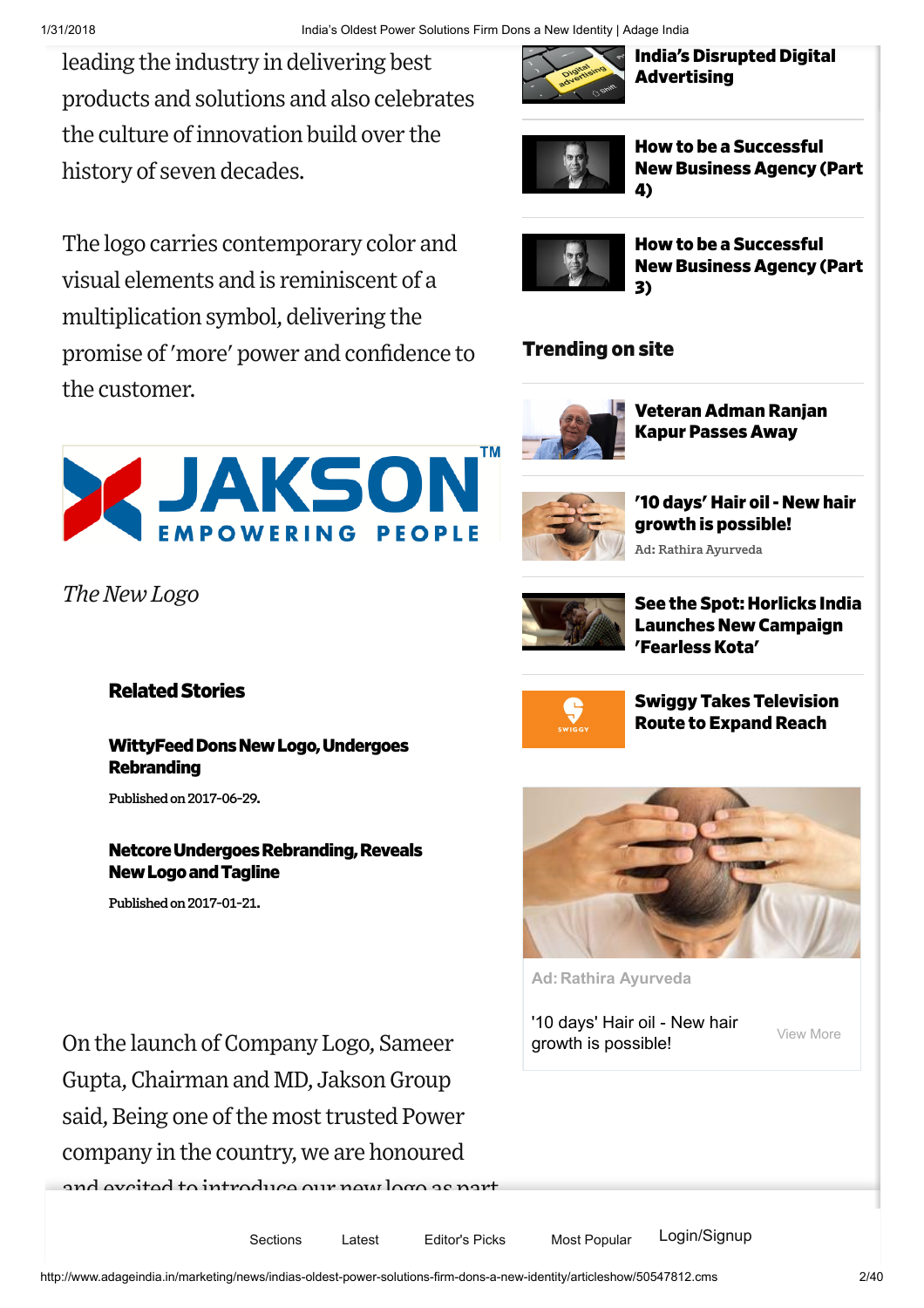leading the industry in delivering best products and solutions and also celebrates the culture of innovation build over the history of seven decades.

The logo carries contemporary color and visual elements and is reminiscent of a multiplication symbol, delivering the promise of 'more' power and confidence to the customer.

*The New Logo*

### Related Stories

**WittyFeed Dons New Logo, Undergoes Rebranding**

Published on 2017-06-29.

**Netcore Undergoes Rebranding, Reveals New Logo and Tagline**

Published on 2017-01-21.

On the launch of Company Logo, Sameer Gupta, Chairman and MD, Jakson Group said, Being one of the most trusted Power company in the country, we are honoured and excited to introduce our new logo as part

**India's Disrupted Digital Advertising**

**How to be a Successful New Business Agency (Part 4)**

**How to be a Successful New Business Agency (Part 3)**

### Trending on site

**Veteran Adman Ranjan Kapur Passes Away**

**'10 days' Hair oil - New hair growth is possible!**

Ad: Rathira Ayurveda

**See the Spot: Horlicks India Launches New Campaign 'Fearless Kota'**

**Swiggy Takes Television Route to Expand Reach**

Ad: Rathira Ayurveda

'10 days' Hair oil - New hair growth is possible! View More

Sections Latest Editor's Picks Most Popular Login/Signup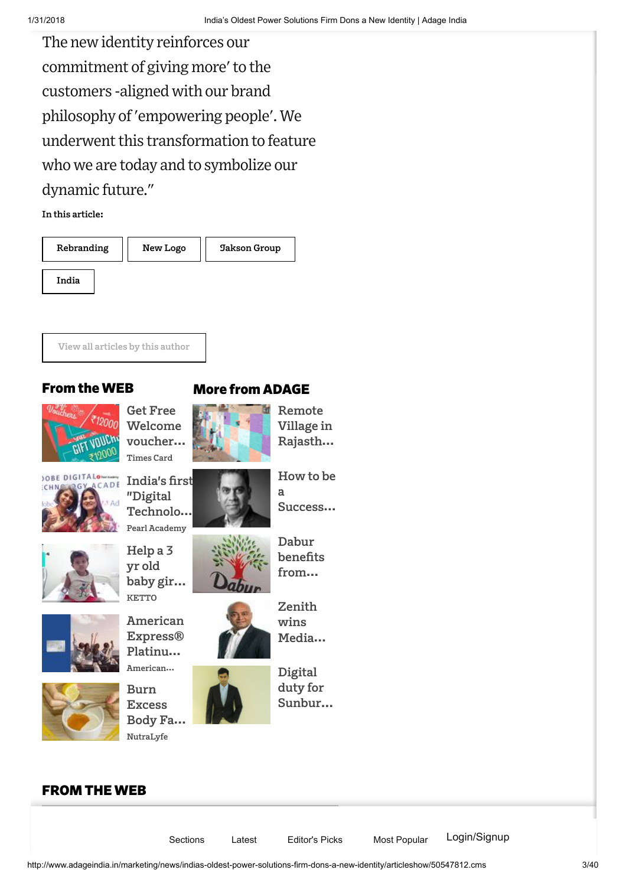The new identity reinforces our commitment of giving more' to the customers -aligned with our brand philosophy of 'empowering people'. We underwent this transformation to feature who we are today and to symbolize our dynamic future."

**In this article:**

Rebranding | New Logo | Jakson Group | India

View all articles by this author

## From the WEB

- Get Free Welcome voucher... — Times Card
- India's first "Digital Technolo... — Pearl Academy
- Help a 3 yr old baby gir... — KETTO
- American Express® Platinu... — American...
- Burn Excess Body Fa... — NutraLyfe

## More from ADAGE

- Remote Village in Rajasth...
- How to be a Success...
- Dabur benefits from...
- Zenith wins Media...
- Digital duty for Sunbur...

## FROM THE WEB

Sections | Latest | Editor's Picks | Most Popular | Login/Signup